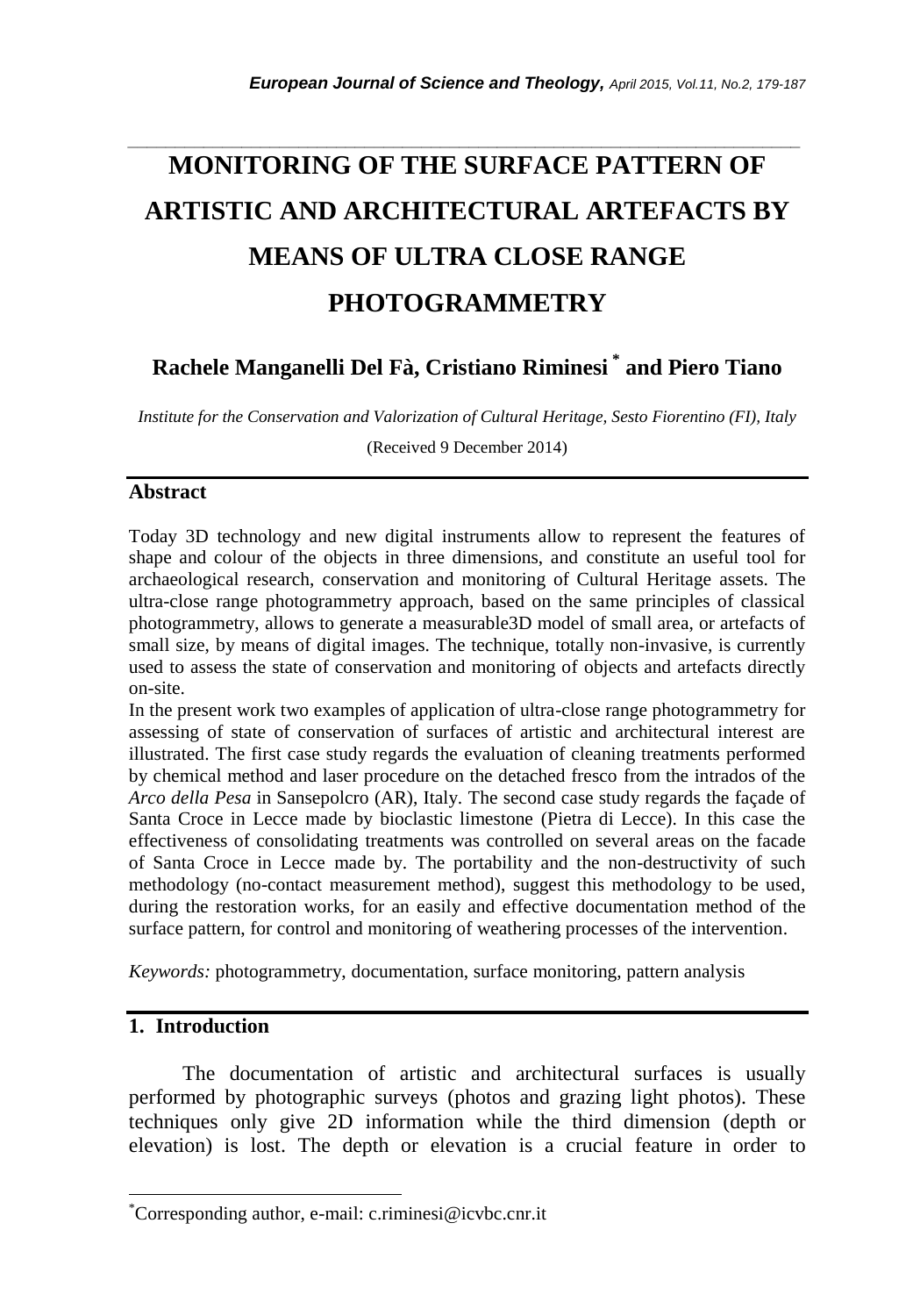# MONITORING OF THE SURFACE PATTERN OF ARTISTIC AND ARCHITECTURAL ARTEFACTS BY MEANS OF ULTRA CLOSE RANGE PHOTOGRAMMETRY

**Rachele Manganelli Del Fà, Cristiano Riminesi [*] and Piero Tiano**

*Institute for the Conservation and Valorization of Cultural Heritage, Sesto Fiorentino (FI), Italy*

(Received 9 December 2014)

## Abstract

Today 3D technology and new digital instruments allow to represent the features of shape and colour of the objects in three dimensions, and constitute an useful tool for archaeological research, conservation and monitoring of Cultural Heritage assets. The ultra-close range photogrammetry approach, based on the same principles of classical photogrammetry, allows to generate a measurable3D model of small area, or artefacts of small size, by means of digital images. The technique, totally non-invasive, is currently used to assess the state of conservation and monitoring of objects and artefacts directly on-site.

In the present work two examples of application of ultra-close range photogrammetry for assessing of state of conservation of surfaces of artistic and architectural interest are illustrated. The first case study regards the evaluation of cleaning treatments performed by chemical method and laser procedure on the detached fresco from the intrados of the *Arco della Pesa* in Sansepolcro (AR), Italy. The second case study regards the façade of Santa Croce in Lecce made by bioclastic limestone (Pietra di Lecce). In this case the effectiveness of consolidating treatments was controlled on several areas on the facade of Santa Croce in Lecce made by. The portability and the non-destructivity of such methodology (no-contact measurement method), suggest this methodology to be used, during the restoration works, for an easily and effective documentation method of the surface pattern, for control and monitoring of weathering processes of the intervention.

*Keywords:* photogrammetry, documentation, surface monitoring, pattern analysis

## 1. Introduction

The documentation of artistic and architectural surfaces is usually performed by photographic surveys (photos and grazing light photos). These techniques only give 2D information while the third dimension (depth or elevation) is lost. The depth or elevation is a crucial feature in order to

[*]Corresponding author, e-mail: c.riminesi@icvbc.cnr.it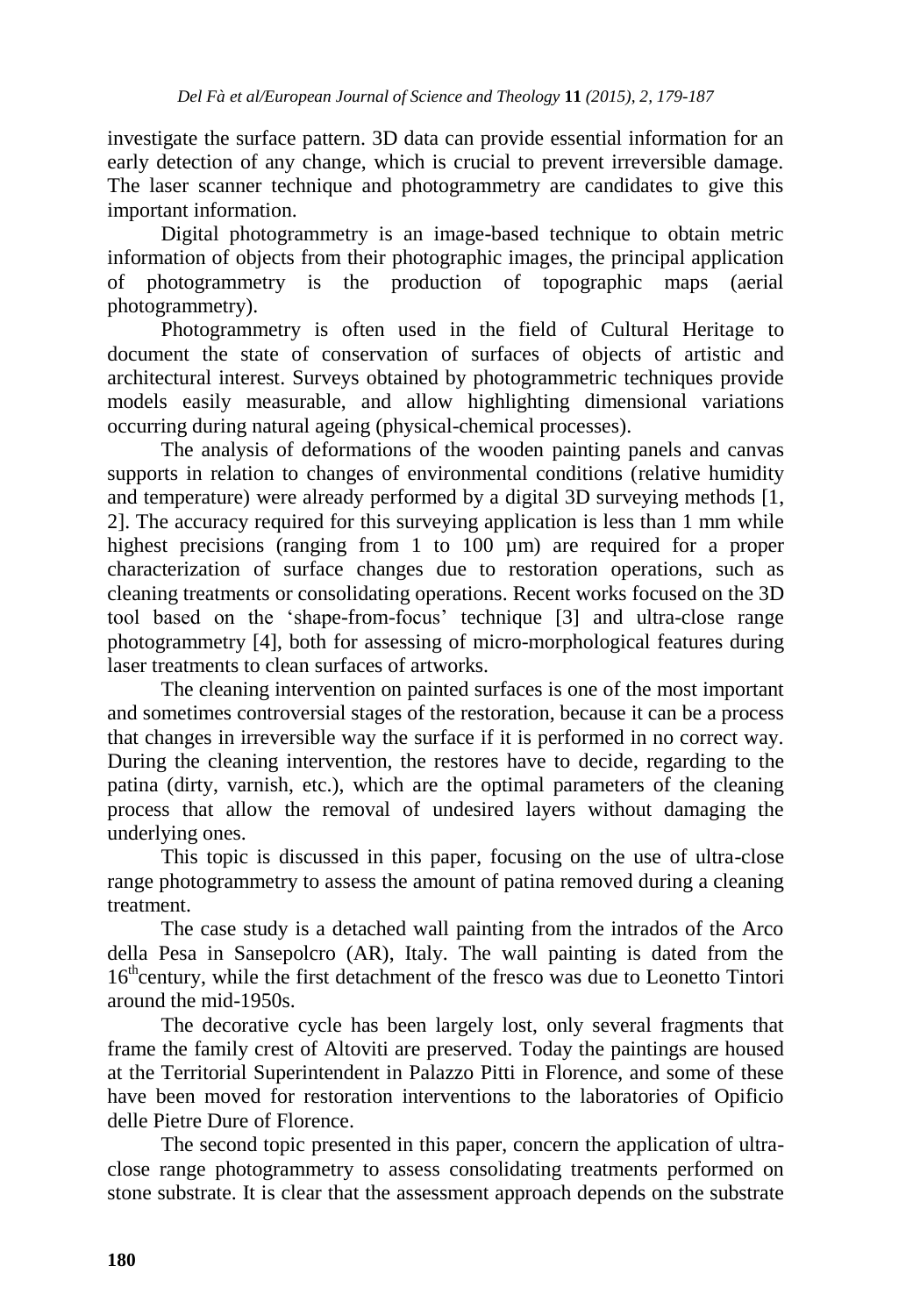investigate the surface pattern. 3D data can provide essential information for an early detection of any change, which is crucial to prevent irreversible damage. The laser scanner technique and photogrammetry are candidates to give this important information.

Digital photogrammetry is an image-based technique to obtain metric information of objects from their photographic images, the principal application of photogrammetry is the production of topographic maps (aerial photogrammetry).

Photogrammetry is often used in the field of Cultural Heritage to document the state of conservation of surfaces of objects of artistic and architectural interest. Surveys obtained by photogrammetric techniques provide models easily measurable, and allow highlighting dimensional variations occurring during natural ageing (physical-chemical processes).

The analysis of deformations of the wooden painting panels and canvas supports in relation to changes of environmental conditions (relative humidity and temperature) were already performed by a digital 3D surveying methods [1, 2]. The accuracy required for this surveying application is less than 1 mm while highest precisions (ranging from 1 to 100 µm) are required for a proper characterization of surface changes due to restoration operations, such as cleaning treatments or consolidating operations. Recent works focused on the 3D tool based on the 'shape-from-focus' technique [3] and ultra-close range photogrammetry [4], both for assessing of micro-morphological features during laser treatments to clean surfaces of artworks.

The cleaning intervention on painted surfaces is one of the most important and sometimes controversial stages of the restoration, because it can be a process that changes in irreversible way the surface if it is performed in no correct way. During the cleaning intervention, the restores have to decide, regarding to the patina (dirty, varnish, etc.), which are the optimal parameters of the cleaning process that allow the removal of undesired layers without damaging the underlying ones.

This topic is discussed in this paper, focusing on the use of ultra-close range photogrammetry to assess the amount of patina removed during a cleaning treatment.

The case study is a detached wall painting from the intrados of the Arco della Pesa in Sansepolcro (AR), Italy. The wall painting is dated from the 16th century, while the first detachment of the fresco was due to Leonetto Tintori around the mid-1950s.

The decorative cycle has been largely lost, only several fragments that frame the family crest of Altoviti are preserved. Today the paintings are housed at the Territorial Superintendent in Palazzo Pitti in Florence, and some of these have been moved for restoration interventions to the laboratories of Opificio delle Pietre Dure of Florence.

The second topic presented in this paper, concern the application of ultra-close range photogrammetry to assess consolidating treatments performed on stone substrate. It is clear that the assessment approach depends on the substrate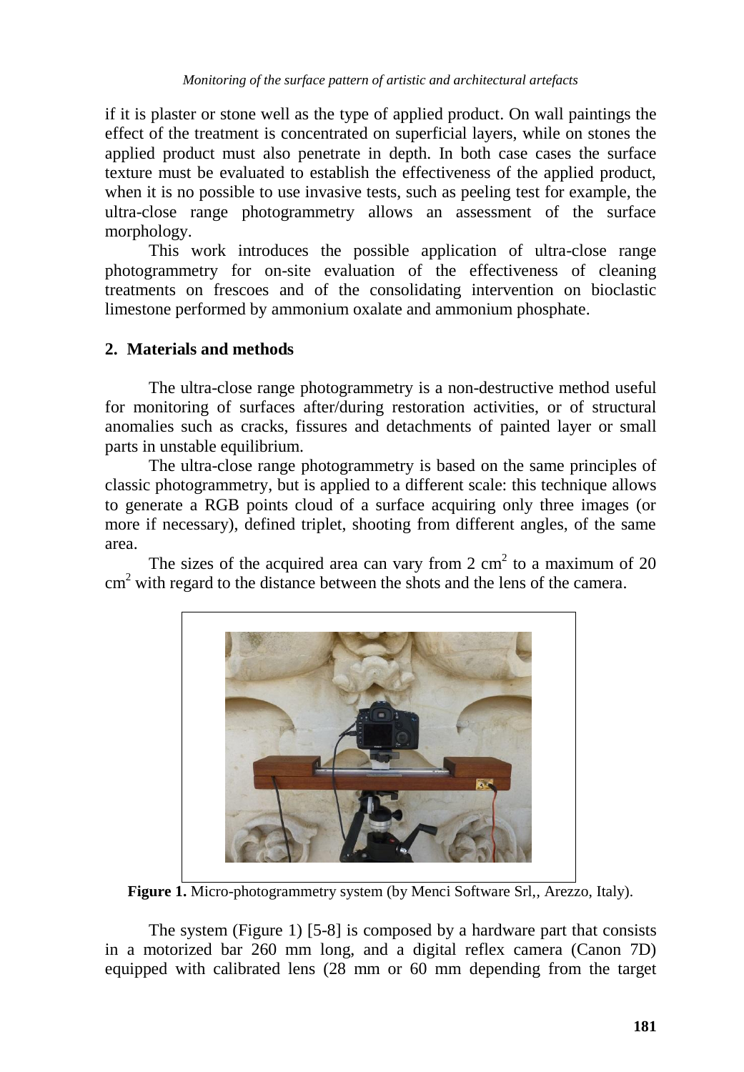if it is plaster or stone well as the type of applied product. On wall paintings the effect of the treatment is concentrated on superficial layers, while on stones the applied product must also penetrate in depth. In both case cases the surface texture must be evaluated to establish the effectiveness of the applied product, when it is no possible to use invasive tests, such as peeling test for example, the ultra-close range photogrammetry allows an assessment of the surface morphology.

This work introduces the possible application of ultra-close range photogrammetry for on-site evaluation of the effectiveness of cleaning treatments on frescoes and of the consolidating intervention on bioclastic limestone performed by ammonium oxalate and ammonium phosphate.

## 2. Materials and methods

The ultra-close range photogrammetry is a non-destructive method useful for monitoring of surfaces after/during restoration activities, or of structural anomalies such as cracks, fissures and detachments of painted layer or small parts in unstable equilibrium.

The ultra-close range photogrammetry is based on the same principles of classic photogrammetry, but is applied to a different scale: this technique allows to generate a RGB points cloud of a surface acquiring only three images (or more if necessary), defined triplet, shooting from different angles, of the same area.

The sizes of the acquired area can vary from 2 $cm^2$ to a maximum of 20 $cm^2$ with regard to the distance between the shots and the lens of the camera.

**Figure 1.** Micro-photogrammetry system (by Menci Software Srl,, Arezzo, Italy).

The system (Figure 1) [5-8] is composed by a hardware part that consists in a motorized bar 260 mm long, and a digital reflex camera (Canon 7D) equipped with calibrated lens (28 mm or 60 mm depending from the target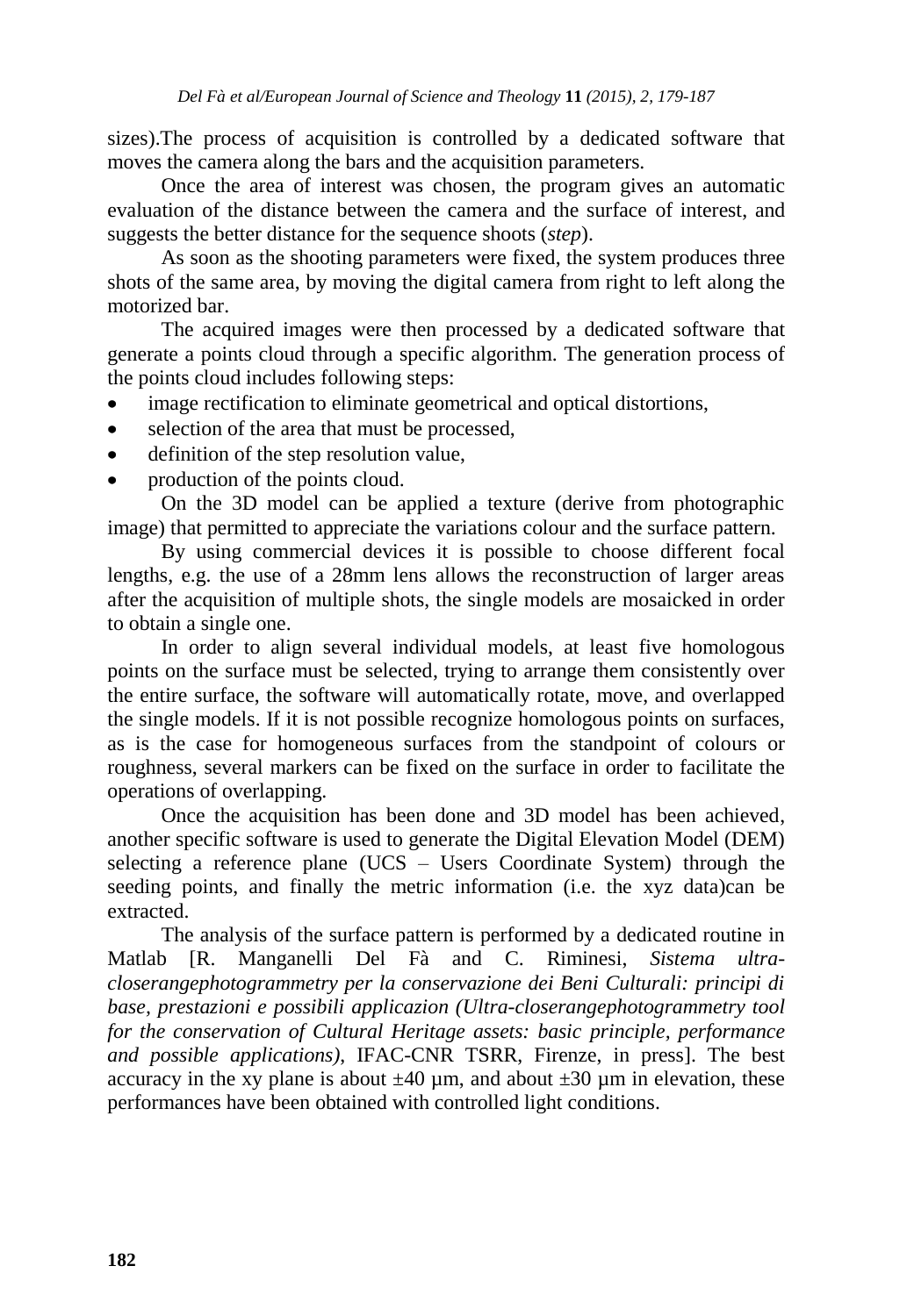sizes).The process of acquisition is controlled by a dedicated software that moves the camera along the bars and the acquisition parameters.

Once the area of interest was chosen, the program gives an automatic evaluation of the distance between the camera and the surface of interest, and suggests the better distance for the sequence shoots (*step*).

As soon as the shooting parameters were fixed, the system produces three shots of the same area, by moving the digital camera from right to left along the motorized bar.

The acquired images were then processed by a dedicated software that generate a points cloud through a specific algorithm. The generation process of the points cloud includes following steps:

- image rectification to eliminate geometrical and optical distortions,
- selection of the area that must be processed,
- definition of the step resolution value,
- production of the points cloud.

On the 3D model can be applied a texture (derive from photographic image) that permitted to appreciate the variations colour and the surface pattern.

By using commercial devices it is possible to choose different focal lengths, e.g. the use of a 28mm lens allows the reconstruction of larger areas after the acquisition of multiple shots, the single models are mosaicked in order to obtain a single one.

In order to align several individual models, at least five homologous points on the surface must be selected, trying to arrange them consistently over the entire surface, the software will automatically rotate, move, and overlapped the single models. If it is not possible recognize homologous points on surfaces, as is the case for homogeneous surfaces from the standpoint of colours or roughness, several markers can be fixed on the surface in order to facilitate the operations of overlapping.

Once the acquisition has been done and 3D model has been achieved, another specific software is used to generate the Digital Elevation Model (DEM) selecting a reference plane (UCS – Users Coordinate System) through the seeding points, and finally the metric information (i.e. the xyz data)can be extracted.

The analysis of the surface pattern is performed by a dedicated routine in Matlab [R. Manganelli Del Fà and C. Riminesi, *Sistema ultra-closerangephotogrammetry per la conservazione dei Beni Culturali: principi di base, prestazioni e possibili applicazion (Ultra-closerangephotogrammetry tool for the conservation of Cultural Heritage assets: basic principle, performance and possible applications)*, IFAC-CNR TSRR, Firenze, in press]. The best accuracy in the xy plane is about ±40 μm, and about ±30 μm in elevation, these performances have been obtained with controlled light conditions.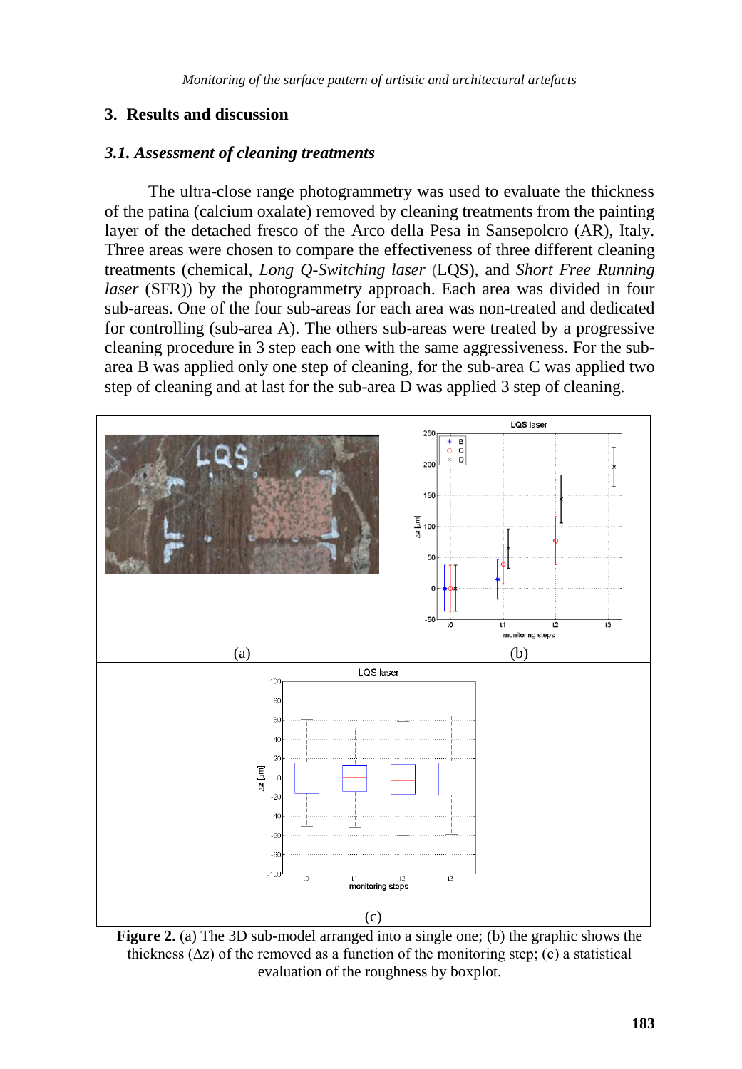## 3. Results and discussion

### *3.1. Assessment of cleaning treatments*

The ultra-close range photogrammetry was used to evaluate the thickness of the patina (calcium oxalate) removed by cleaning treatments from the painting layer of the detached fresco of the Arco della Pesa in Sansepolcro (AR), Italy. Three areas were chosen to compare the effectiveness of three different cleaning treatments (chemical, *Long Q-Switching laser* (LQS), and *Short Free Running laser* (SFR)) by the photogrammetry approach. Each area was divided in four sub-areas. One of the four sub-areas for each area was non-treated and dedicated for controlling (sub-area A). The others sub-areas were treated by a progressive cleaning procedure in 3 step each one with the same aggressiveness. For the sub-area B was applied only one step of cleaning, for the sub-area C was applied two step of cleaning and at last for the sub-area D was applied 3 step of cleaning.

**Figure 2.** (a) The 3D sub-model arranged into a single one; (b) the graphic shows the thickness (Δz) of the removed as a function of the monitoring step; (c) a statistical evaluation of the roughness by boxplot.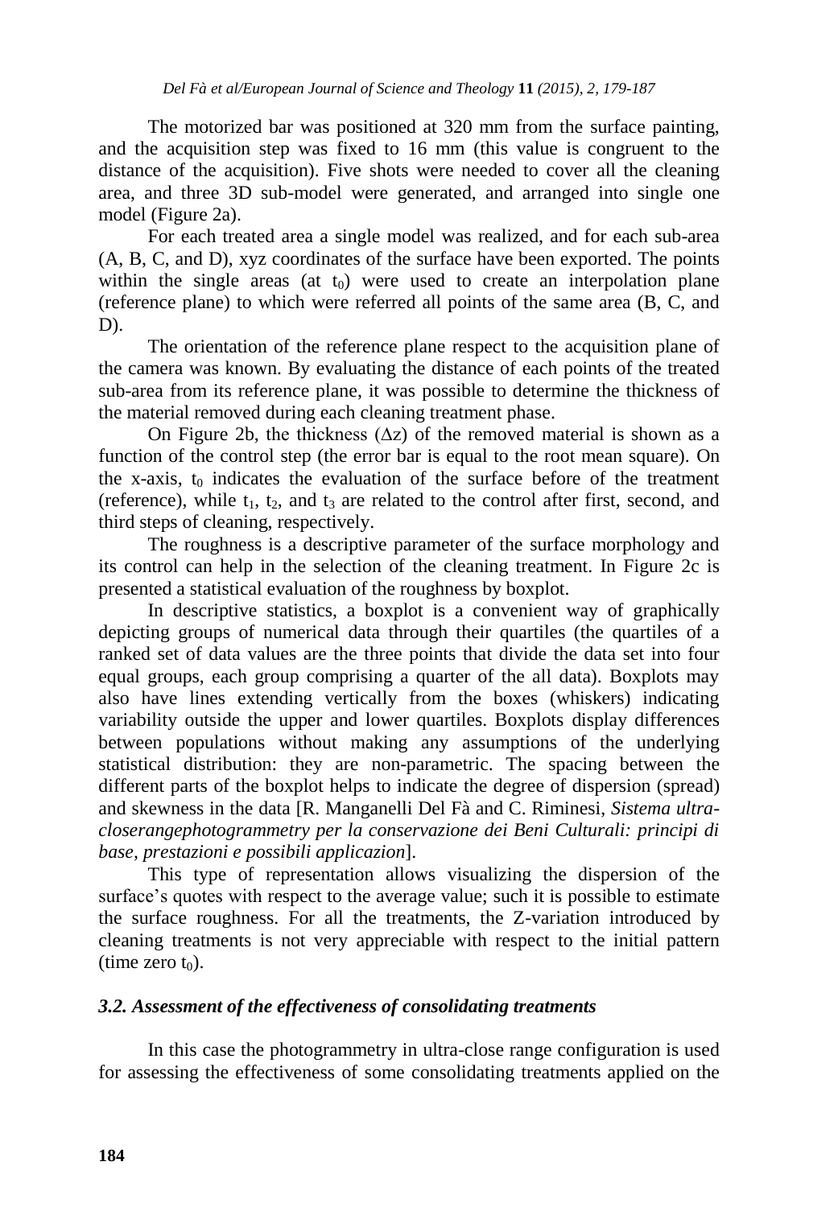The motorized bar was positioned at 320 mm from the surface painting, and the acquisition step was fixed to 16 mm (this value is congruent to the distance of the acquisition). Five shots were needed to cover all the cleaning area, and three 3D sub-model were generated, and arranged into single one model (Figure 2a).

For each treated area a single model was realized, and for each sub-area (A, B, C, and D), xyz coordinates of the surface have been exported. The points within the single areas (at $t_0$) were used to create an interpolation plane (reference plane) to which were referred all points of the same area (B, C, and D).

The orientation of the reference plane respect to the acquisition plane of the camera was known. By evaluating the distance of each points of the treated sub-area from its reference plane, it was possible to determine the thickness of the material removed during each cleaning treatment phase.

On Figure 2b, the thickness ($\Delta z$) of the removed material is shown as a function of the control step (the error bar is equal to the root mean square). On the x-axis, $t_0$ indicates the evaluation of the surface before of the treatment (reference), while $t_1$, $t_2$, and $t_3$ are related to the control after first, second, and third steps of cleaning, respectively.

The roughness is a descriptive parameter of the surface morphology and its control can help in the selection of the cleaning treatment. In Figure 2c is presented a statistical evaluation of the roughness by boxplot.

In descriptive statistics, a boxplot is a convenient way of graphically depicting groups of numerical data through their quartiles (the quartiles of a ranked set of data values are the three points that divide the data set into four equal groups, each group comprising a quarter of the all data). Boxplots may also have lines extending vertically from the boxes (whiskers) indicating variability outside the upper and lower quartiles. Boxplots display differences between populations without making any assumptions of the underlying statistical distribution: they are non-parametric. The spacing between the different parts of the boxplot helps to indicate the degree of dispersion (spread) and skewness in the data [R. Manganelli Del Fà and C. Riminesi, *Sistema ultra-closerangephotogrammetry per la conservazione dei Beni Culturali: principi di base, prestazioni e possibili applicazion*].

This type of representation allows visualizing the dispersion of the surface's quotes with respect to the average value; such it is possible to estimate the surface roughness. For all the treatments, the Z-variation introduced by cleaning treatments is not very appreciable with respect to the initial pattern (time zero $t_0$).

### *3.2. Assessment of the effectiveness of consolidating treatments*

In this case the photogrammetry in ultra-close range configuration is used for assessing the effectiveness of some consolidating treatments applied on the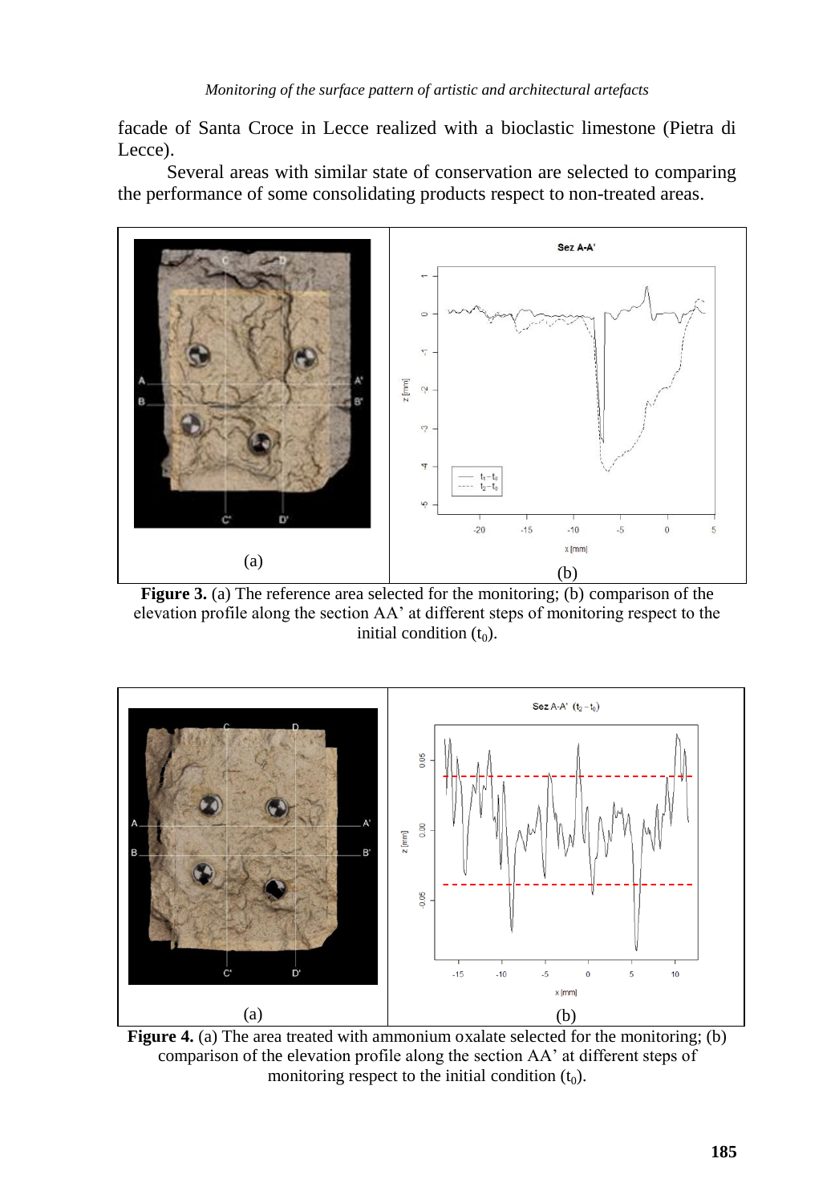facade of Santa Croce in Lecce realized with a bioclastic limestone (Pietra di Lecce).

Several areas with similar state of conservation are selected to comparing the performance of some consolidating products respect to non-treated areas.

**Figure 3.** (a) The reference area selected for the monitoring; (b) comparison of the elevation profile along the section AA' at different steps of monitoring respect to the initial condition ($t_0$).

**Figure 4.** (a) The area treated with ammonium oxalate selected for the monitoring; (b) comparison of the elevation profile along the section AA' at different steps of monitoring respect to the initial condition ($t_0$).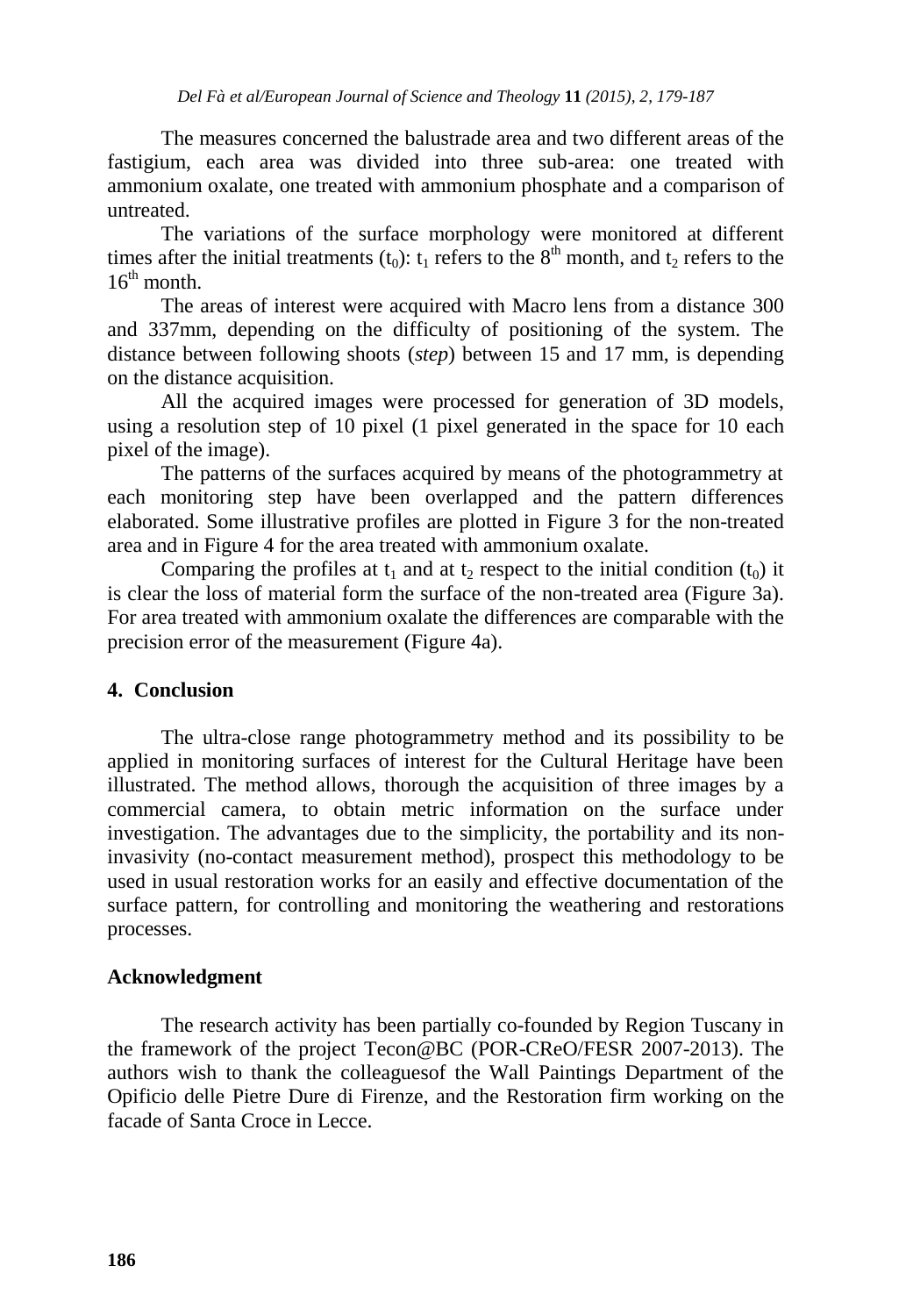The measures concerned the balustrade area and two different areas of the fastigium, each area was divided into three sub-area: one treated with ammonium oxalate, one treated with ammonium phosphate and a comparison of untreated.

The variations of the surface morphology were monitored at different times after the initial treatments ($t_0$): $t_1$ refers to the $8^{th}$ month, and $t_2$ refers to the $16^{th}$ month.

The areas of interest were acquired with Macro lens from a distance 300 and 337mm, depending on the difficulty of positioning of the system. The distance between following shoots (*step*) between 15 and 17 mm, is depending on the distance acquisition.

All the acquired images were processed for generation of 3D models, using a resolution step of 10 pixel (1 pixel generated in the space for 10 each pixel of the image).

The patterns of the surfaces acquired by means of the photogrammetry at each monitoring step have been overlapped and the pattern differences elaborated. Some illustrative profiles are plotted in Figure 3 for the non-treated area and in Figure 4 for the area treated with ammonium oxalate.

Comparing the profiles at $t_1$ and at $t_2$ respect to the initial condition ($t_0$) it is clear the loss of material form the surface of the non-treated area (Figure 3a). For area treated with ammonium oxalate the differences are comparable with the precision error of the measurement (Figure 4a).

## 4. Conclusion

The ultra-close range photogrammetry method and its possibility to be applied in monitoring surfaces of interest for the Cultural Heritage have been illustrated. The method allows, thorough the acquisition of three images by a commercial camera, to obtain metric information on the surface under investigation. The advantages due to the simplicity, the portability and its non-invasivity (no-contact measurement method), prospect this methodology to be used in usual restoration works for an easily and effective documentation of the surface pattern, for controlling and monitoring the weathering and restorations processes.

## Acknowledgment

The research activity has been partially co-founded by Region Tuscany in the framework of the project Tecon@BC (POR-CReO/FESR 2007-2013). The authors wish to thank the colleaguesof the Wall Paintings Department of the Opificio delle Pietre Dure di Firenze, and the Restoration firm working on the facade of Santa Croce in Lecce.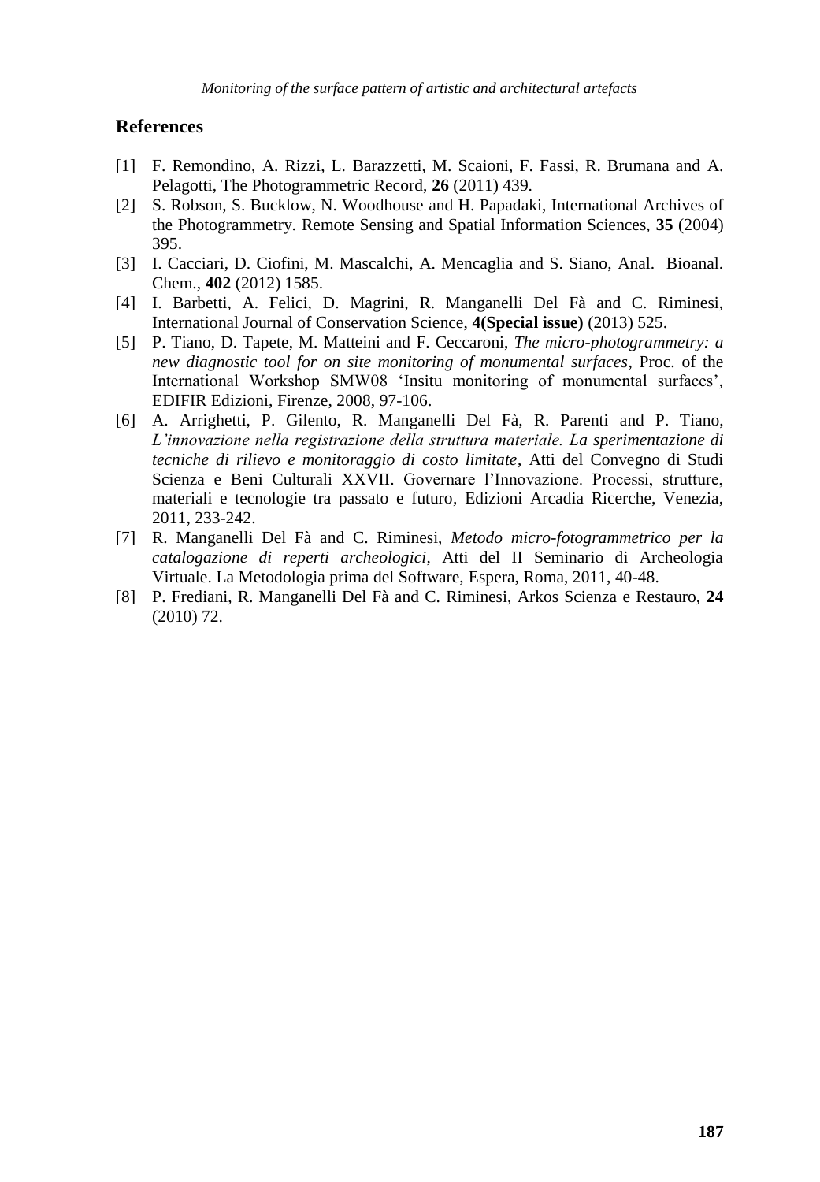## References

[1] F. Remondino, A. Rizzi, L. Barazzetti, M. Scaioni, F. Fassi, R. Brumana and A. Pelagotti, The Photogrammetric Record, **26** (2011) 439.

[2] S. Robson, S. Bucklow, N. Woodhouse and H. Papadaki, International Archives of the Photogrammetry. Remote Sensing and Spatial Information Sciences, **35** (2004) 395.

[3] I. Cacciari, D. Ciofini, M. Mascalchi, A. Mencaglia and S. Siano, Anal. Bioanal. Chem., **402** (2012) 1585.

[4] I. Barbetti, A. Felici, D. Magrini, R. Manganelli Del Fà and C. Riminesi, International Journal of Conservation Science, **4(Special issue)** (2013) 525.

[5] P. Tiano, D. Tapete, M. Matteini and F. Ceccaroni, *The micro-photogrammetry: a new diagnostic tool for on site monitoring of monumental surfaces*, Proc. of the International Workshop SMW08 'Insitu monitoring of monumental surfaces', EDIFIR Edizioni, Firenze, 2008, 97-106.

[6] A. Arrighetti, P. Gilento, R. Manganelli Del Fà, R. Parenti and P. Tiano, *L'innovazione nella registrazione della struttura materiale. La sperimentazione di tecniche di rilievo e monitoraggio di costo limitate*, Atti del Convegno di Studi Scienza e Beni Culturali XXVII. Governare l'Innovazione. Processi, strutture, materiali e tecnologie tra passato e futuro, Edizioni Arcadia Ricerche, Venezia, 2011, 233-242.

[7] R. Manganelli Del Fà and C. Riminesi, *Metodo micro-fotogrammetrico per la catalogazione di reperti archeologici*, Atti del II Seminario di Archeologia Virtuale. La Metodologia prima del Software, Espera, Roma, 2011, 40-48.

[8] P. Frediani, R. Manganelli Del Fà and C. Riminesi, Arkos Scienza e Restauro, **24** (2010) 72.